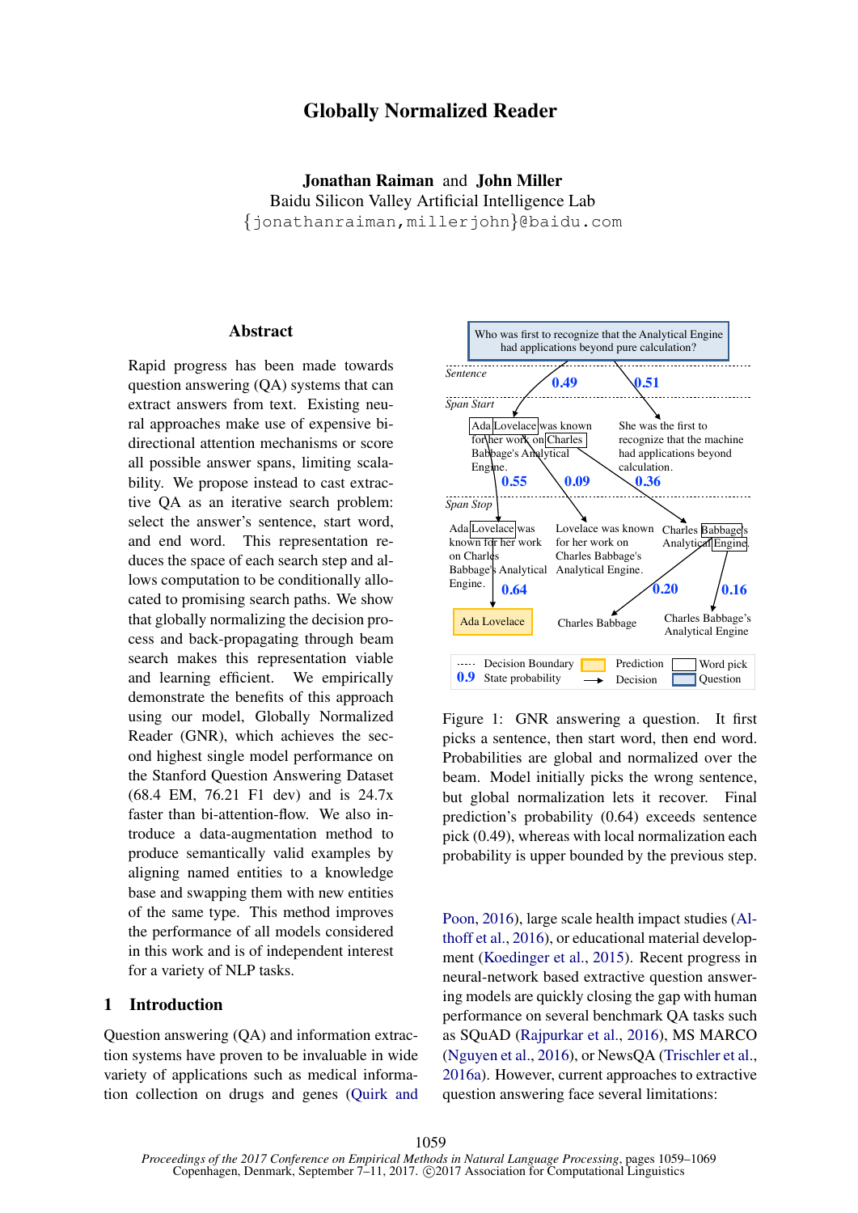# Globally Normalized Reader

**Jonathan Raiman** and **John Miller**
Baidu Silicon Valley Artificial Intelligence Lab
{jonathanraiman,millerjohn}@baidu.com

## Abstract

Rapid progress has been made towards question answering (QA) systems that can extract answers from text. Existing neural approaches make use of expensive bi-directional attention mechanisms or score all possible answer spans, limiting scalability. We propose instead to cast extractive QA as an iterative search problem: select the answer's sentence, start word, and end word. This representation reduces the space of each search step and allows computation to be conditionally allocated to promising search paths. We show that globally normalizing the decision process and back-propagating through beam search makes this representation viable and learning efficient. We empirically demonstrate the benefits of this approach using our model, Globally Normalized Reader (GNR), which achieves the second highest single model performance on the Stanford Question Answering Dataset (68.4 EM, 76.21 F1 dev) and is 24.7x faster than bi-attention-flow. We also introduce a data-augmentation method to produce semantically valid examples by aligning named entities to a knowledge base and swapping them with new entities of the same type. This method improves the performance of all models considered in this work and is of independent interest for a variety of NLP tasks.

## 1 Introduction

Question answering (QA) and information extraction systems have proven to be invaluable in wide variety of applications such as medical information collection on drugs and genes (Quirk and Poon, 2016), large scale health impact studies (Althoff et al., 2016), or educational material development (Koedinger et al., 2015). Recent progress in neural-network based extractive question answering models are quickly closing the gap with human performance on several benchmark QA tasks such as SQuAD (Rajpurkar et al., 2016), MS MARCO (Nguyen et al., 2016), or NewsQA (Trischler et al., 2016a). However, current approaches to extractive question answering face several limitations:

Figure 1: GNR answering a question. It first picks a sentence, then start word, then end word. Probabilities are global and normalized over the beam. Model initially picks the wrong sentence, but global normalization lets it recover. Final prediction's probability (0.64) exceeds sentence pick (0.49), whereas with local normalization each probability is upper bounded by the previous step.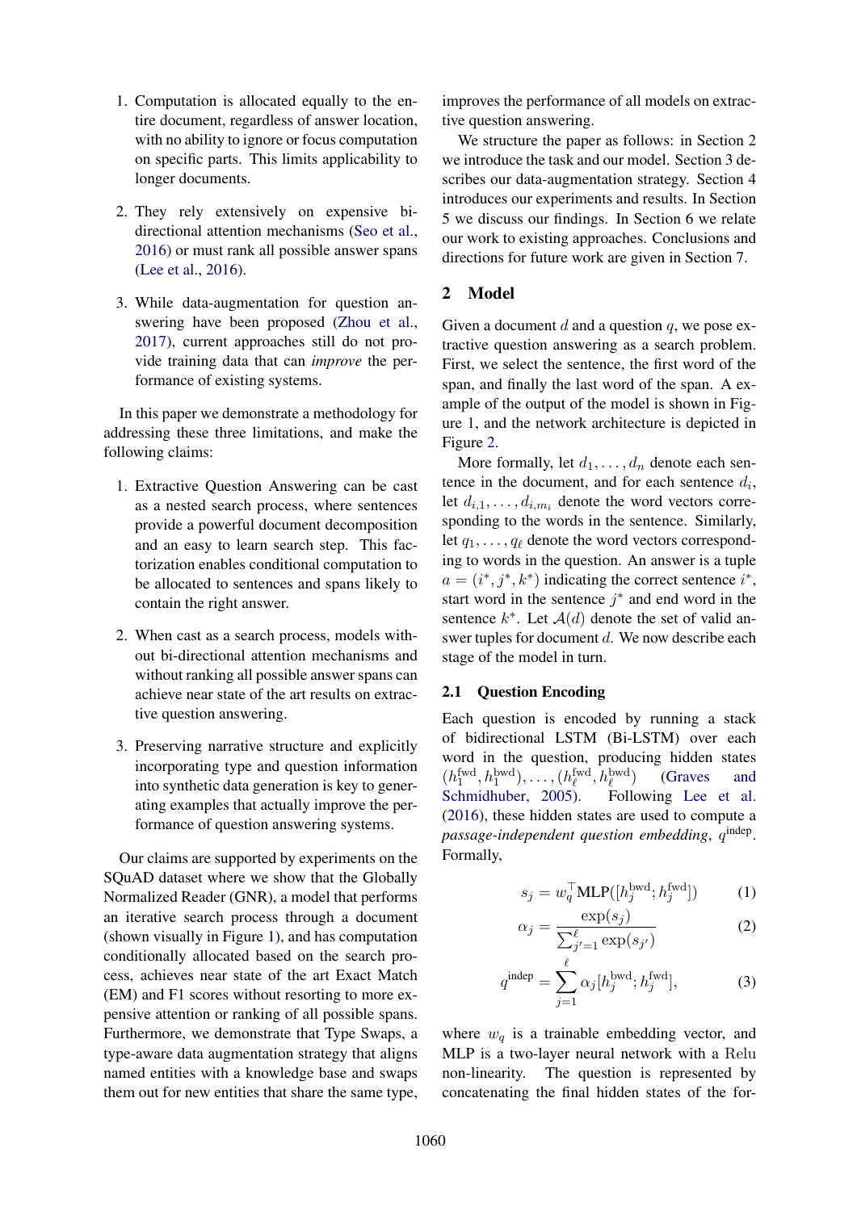1. Computation is allocated equally to the entire document, regardless of answer location, with no ability to ignore or focus computation on specific parts. This limits applicability to longer documents.

2. They rely extensively on expensive bi-directional attention mechanisms (Seo et al., 2016) or must rank all possible answer spans (Lee et al., 2016).

3. While data-augmentation for question answering have been proposed (Zhou et al., 2017), current approaches still do not provide training data that can *improve* the performance of existing systems.

In this paper we demonstrate a methodology for addressing these three limitations, and make the following claims:

1. Extractive Question Answering can be cast as a nested search process, where sentences provide a powerful document decomposition and an easy to learn search step. This factorization enables conditional computation to be allocated to sentences and spans likely to contain the right answer.

2. When cast as a search process, models without bi-directional attention mechanisms and without ranking all possible answer spans can achieve near state of the art results on extractive question answering.

3. Preserving narrative structure and explicitly incorporating type and question information into synthetic data generation is key to generating examples that actually improve the performance of question answering systems.

Our claims are supported by experiments on the SQuAD dataset where we show that the Globally Normalized Reader (GNR), a model that performs an iterative search process through a document (shown visually in Figure 1), and has computation conditionally allocated based on the search process, achieves near state of the art Exact Match (EM) and F1 scores without resorting to more expensive attention or ranking of all possible spans. Furthermore, we demonstrate that Type Swaps, a type-aware data augmentation strategy that aligns named entities with a knowledge base and swaps them out for new entities that share the same type, improves the performance of all models on extractive question answering.

We structure the paper as follows: in Section 2 we introduce the task and our model. Section 3 describes our data-augmentation strategy. Section 4 introduces our experiments and results. In Section 5 we discuss our findings. In Section 6 we relate our work to existing approaches. Conclusions and directions for future work are given in Section 7.

## 2 Model

Given a document $d$ and a question $q$, we pose extractive question answering as a search problem. First, we select the sentence, the first word of the span, and finally the last word of the span. A example of the output of the model is shown in Figure 1, and the network architecture is depicted in Figure 2.

More formally, let $d_1, \ldots, d_n$ denote each sentence in the document, and for each sentence $d_i$, let $d_{i,1}, \ldots, d_{i,m_i}$ denote the word vectors corresponding to the words in the sentence. Similarly, let $q_1, \ldots, q_\ell$ denote the word vectors corresponding to words in the question. An answer is a tuple $a = (i^*, j^*, k^*)$ indicating the correct sentence $i^*$, start word in the sentence $j^*$ and end word in the sentence $k^*$. Let $\mathcal{A}(d)$ denote the set of valid answer tuples for document $d$. We now describe each stage of the model in turn.

### 2.1 Question Encoding

Each question is encoded by running a stack of bidirectional LSTM (Bi-LSTM) over each word in the question, producing hidden states $(h_1^{\text{fwd}}, h_1^{\text{bwd}}), \ldots, (h_\ell^{\text{fwd}}, h_\ell^{\text{bwd}})$ (Graves and Schmidhuber, 2005). Following Lee et al. (2016), these hidden states are used to compute a *passage-independent question embedding*, $q^{\text{indep}}$. Formally,

$$s_j = w_q^\top \text{MLP}([h_j^{\text{bwd}}; h_j^{\text{fwd}}]) \tag{1}$$

$$\alpha_j = \frac{\exp(s_j)}{\sum_{j'=1}^{\ell} \exp(s_{j'})} \tag{2}$$

$$q^{\text{indep}} = \sum_{j=1}^{\ell} \alpha_j [h_j^{\text{bwd}}; h_j^{\text{fwd}}], \tag{3}$$

where $w_q$ is a trainable embedding vector, and MLP is a two-layer neural network with a Relu non-linearity. The question is represented by concatenating the final hidden states of the for-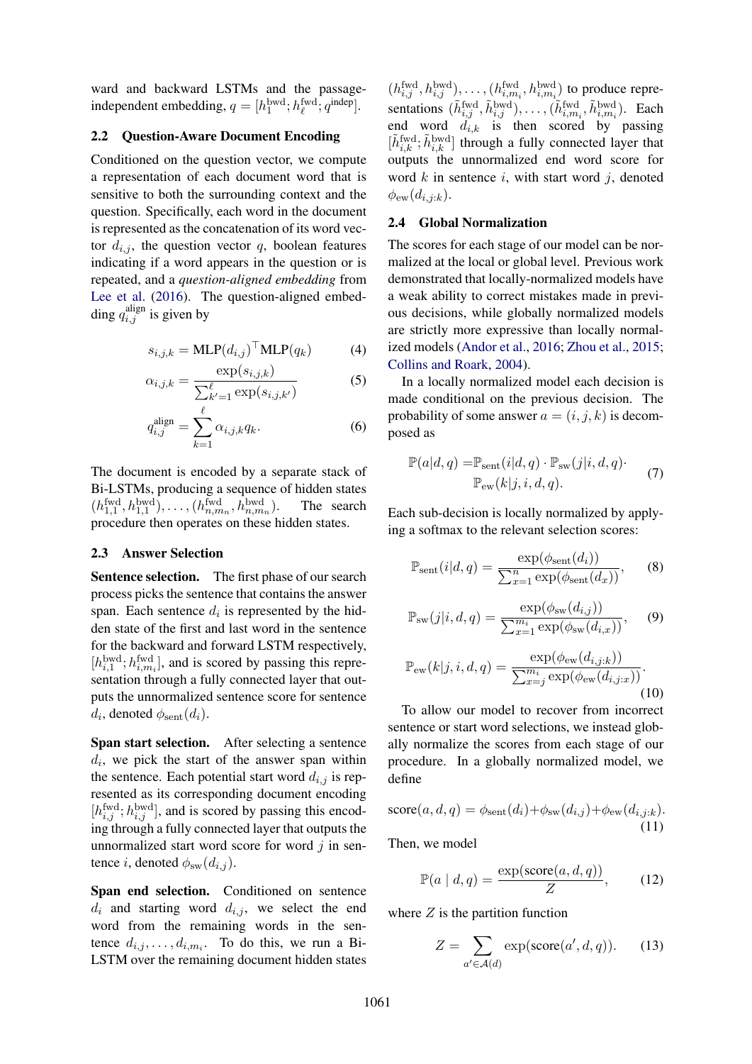ward and backward LSTMs and the passage-independent embedding, $q = [h_1^{\text{bwd}}; h_\ell^{\text{fwd}}; q^{\text{indep}}]$.

### 2.2 Question-Aware Document Encoding

Conditioned on the question vector, we compute a representation of each document word that is sensitive to both the surrounding context and the question. Specifically, each word in the document is represented as the concatenation of its word vector $d_{i,j}$, the question vector $q$, boolean features indicating if a word appears in the question or is repeated, and a *question-aligned embedding* from Lee et al. (2016). The question-aligned embedding $q_{i,j}^{\text{align}}$ is given by

$$s_{i,j,k} = \text{MLP}(d_{i,j})^\top \text{MLP}(q_k) \tag{4}$$

$$\alpha_{i,j,k} = \frac{\exp(s_{i,j,k})}{\sum_{k'=1}^{\ell} \exp(s_{i,j,k'})} \tag{5}$$

$$q_{i,j}^{\text{align}} = \sum_{k=1}^{\ell} \alpha_{i,j,k} q_k. \tag{6}$$

The document is encoded by a separate stack of Bi-LSTMs, producing a sequence of hidden states $(h_{1,1}^{\text{fwd}}, h_{1,1}^{\text{bwd}}), \ldots, (h_{n,m_n}^{\text{fwd}}, h_{n,m_n}^{\text{bwd}})$. The search procedure then operates on these hidden states.

### 2.3 Answer Selection

**Sentence selection.** The first phase of our search process picks the sentence that contains the answer span. Each sentence $d_i$ is represented by the hidden state of the first and last word in the sentence for the backward and forward LSTM respectively, $[h_{i,1}^{\text{bwd}}; h_{i,m_i}^{\text{fwd}}]$, and is scored by passing this representation through a fully connected layer that outputs the unnormalized sentence score for sentence $d_i$, denoted $\phi_{\text{sent}}(d_i)$.

**Span start selection.** After selecting a sentence $d_i$, we pick the start of the answer span within the sentence. Each potential start word $d_{i,j}$ is represented as its corresponding document encoding $[h_{i,j}^{\text{fwd}}; h_{i,j}^{\text{bwd}}]$, and is scored by passing this encoding through a fully connected layer that outputs the unnormalized start word score for word $j$ in sentence $i$, denoted $\phi_{\text{sw}}(d_{i,j})$.

**Span end selection.** Conditioned on sentence $d_i$ and starting word $d_{i,j}$, we select the end word from the remaining words in the sentence $d_{i,j}, \ldots, d_{i,m_i}$. To do this, we run a Bi-LSTM over the remaining document hidden states $(h_{i,j}^{\text{fwd}}, h_{i,j}^{\text{bwd}}), \ldots, (h_{i,m_i}^{\text{fwd}}, h_{i,m_i}^{\text{bwd}})$ to produce representations $(\tilde{h}_{i,j}^{\text{fwd}}, \tilde{h}_{i,j}^{\text{bwd}}), \ldots, (\tilde{h}_{i,m_i}^{\text{fwd}}, \tilde{h}_{i,m_i}^{\text{bwd}})$. Each end word $d_{i,k}$ is then scored by passing $[\tilde{h}_{i,k}^{\text{fwd}}; \tilde{h}_{i,k}^{\text{bwd}}]$ through a fully connected layer that outputs the unnormalized end word score for word $k$ in sentence $i$, with start word $j$, denoted $\phi_{\text{ew}}(d_{i,j:k})$.

### 2.4 Global Normalization

The scores for each stage of our model can be normalized at the local or global level. Previous work demonstrated that locally-normalized models have a weak ability to correct mistakes made in previous decisions, while globally normalized models are strictly more expressive than locally normalized models (Andor et al., 2016; Zhou et al., 2015; Collins and Roark, 2004).

In a locally normalized model each decision is made conditional on the previous decision. The probability of some answer $a = (i, j, k)$ is decomposed as

$$\mathbb{P}(a|d,q) = \mathbb{P}_{\text{sent}}(i|d,q) \cdot \mathbb{P}_{\text{sw}}(j|i,d,q) \cdot \mathbb{P}_{\text{ew}}(k|j,i,d,q). \tag{7}$$

Each sub-decision is locally normalized by applying a softmax to the relevant selection scores:

$$\mathbb{P}_{\text{sent}}(i|d,q) = \frac{\exp(\phi_{\text{sent}}(d_i))}{\sum_{x=1}^{n} \exp(\phi_{\text{sent}}(d_x))}, \tag{8}$$

$$\mathbb{P}_{\text{sw}}(j|i,d,q) = \frac{\exp(\phi_{\text{sw}}(d_{i,j}))}{\sum_{x=1}^{m_i} \exp(\phi_{\text{sw}}(d_{i,x}))}, \tag{9}$$

$$\mathbb{P}_{\text{ew}}(k|j,i,d,q) = \frac{\exp(\phi_{\text{ew}}(d_{i,j:k}))}{\sum_{x=j}^{m_i} \exp(\phi_{\text{ew}}(d_{i,j:x}))}. \tag{10}$$

To allow our model to recover from incorrect sentence or start word selections, we instead globally normalize the scores from each stage of our procedure. In a globally normalized model, we define

$$\text{score}(a,d,q) = \phi_{\text{sent}}(d_i) + \phi_{\text{sw}}(d_{i,j}) + \phi_{\text{ew}}(d_{i,j:k}). \tag{11}$$

Then, we model

$$\mathbb{P}(a \mid d,q) = \frac{\exp(\text{score}(a,d,q))}{Z}, \tag{12}$$

where $Z$ is the partition function

$$Z = \sum_{a' \in \mathcal{A}(d)} \exp(\text{score}(a',d,q)). \tag{13}$$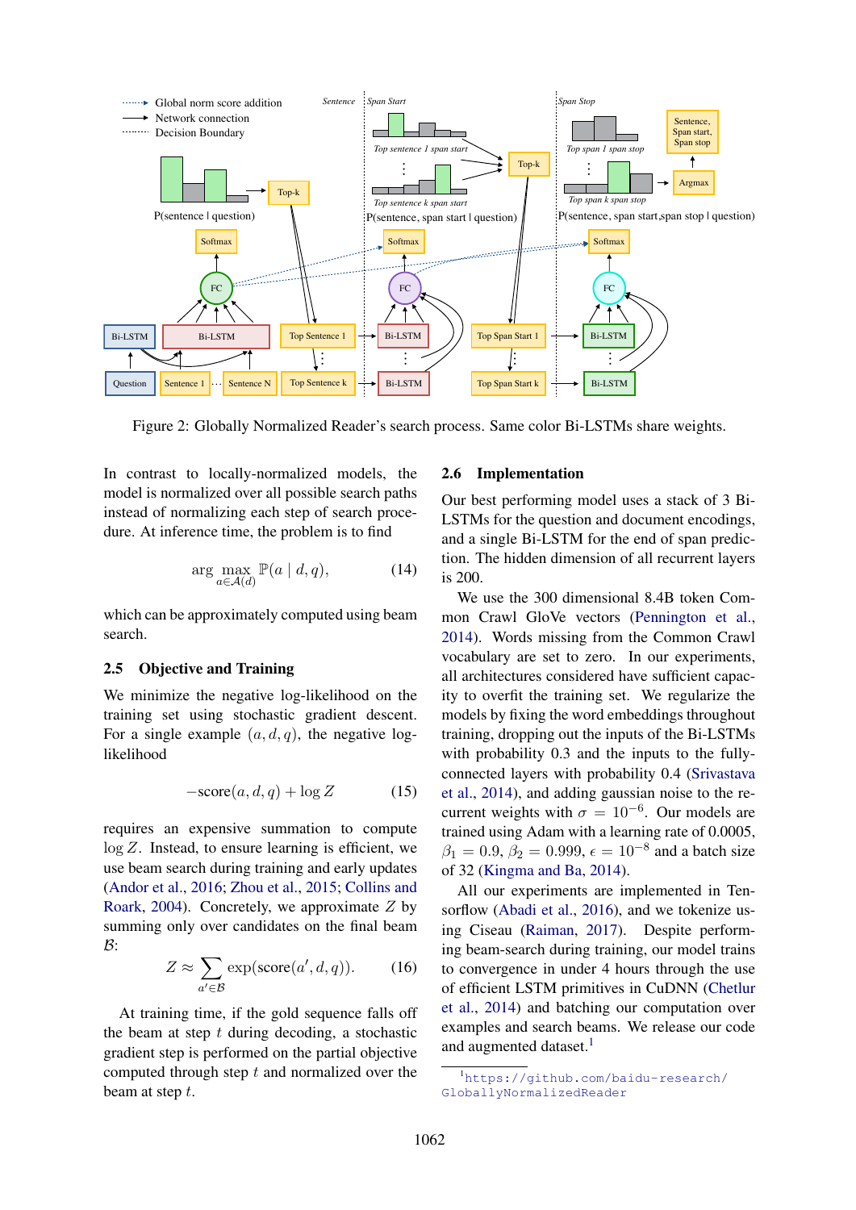Figure 2: Globally Normalized Reader's search process. Same color Bi-LSTMs share weights.

In contrast to locally-normalized models, the model is normalized over all possible search paths instead of normalizing each step of search procedure. At inference time, the problem is to find

$$\arg\max_{a \in \mathcal{A}(d)} \mathbb{P}(a \mid d, q), \tag{14}$$

which can be approximately computed using beam search.

## 2.5 Objective and Training

We minimize the negative log-likelihood on the training set using stochastic gradient descent. For a single example $(a, d, q)$, the negative log-likelihood

$$-\text{score}(a, d, q) + \log Z \tag{15}$$

requires an expensive summation to compute $\log Z$. Instead, to ensure learning is efficient, we use beam search during training and early updates (Andor et al., 2016; Zhou et al., 2015; Collins and Roark, 2004). Concretely, we approximate $Z$ by summing only over candidates on the final beam $\mathcal{B}$:

$$Z \approx \sum_{a' \in \mathcal{B}} \exp(\text{score}(a', d, q)). \tag{16}$$

At training time, if the gold sequence falls off the beam at step $t$ during decoding, a stochastic gradient step is performed on the partial objective computed through step $t$ and normalized over the beam at step $t$.

## 2.6 Implementation

Our best performing model uses a stack of 3 Bi-LSTMs for the question and document encodings, and a single Bi-LSTM for the end of span prediction. The hidden dimension of all recurrent layers is 200.

We use the 300 dimensional 8.4B token Common Crawl GloVe vectors (Pennington et al., 2014). Words missing from the Common Crawl vocabulary are set to zero. In our experiments, all architectures considered have sufficient capacity to overfit the training set. We regularize the models by fixing the word embeddings throughout training, dropping out the inputs of the Bi-LSTMs with probability 0.3 and the inputs to the fully-connected layers with probability 0.4 (Srivastava et al., 2014), and adding gaussian noise to the recurrent weights with $\sigma = 10^{-6}$. Our models are trained using Adam with a learning rate of 0.0005, $\beta_1 = 0.9$, $\beta_2 = 0.999$, $\epsilon = 10^{-8}$ and a batch size of 32 (Kingma and Ba, 2014).

All our experiments are implemented in Tensorflow (Abadi et al., 2016), and we tokenize using Ciseau (Raiman, 2017). Despite performing beam-search during training, our model trains to convergence in under 4 hours through the use of efficient LSTM primitives in CuDNN (Chetlur et al., 2014) and batching our computation over examples and search beams. We release our code and augmented dataset.[1]

[1] https://github.com/baidu-research/GloballyNormalizedReader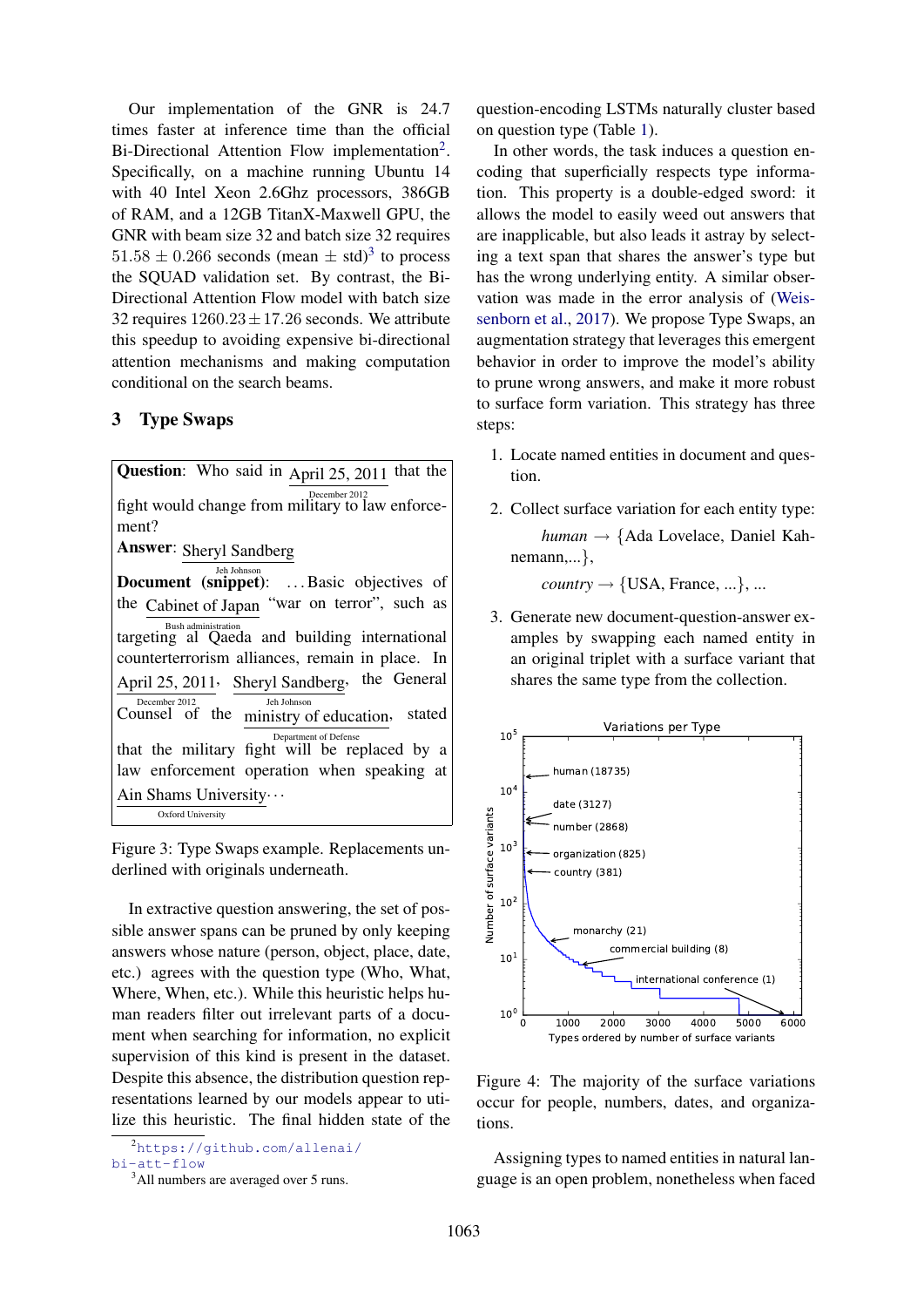Our implementation of the GNR is 24.7 times faster at inference time than the official Bi-Directional Attention Flow implementation[2]. Specifically, on a machine running Ubuntu 14 with 40 Intel Xeon 2.6Ghz processors, 386GB of RAM, and a 12GB TitanX-Maxwell GPU, the GNR with beam size 32 and batch size 32 requires $51.58 \pm 0.266$ seconds (mean $\pm$ std)[3] to process the SQUAD validation set. By contrast, the Bi-Directional Attention Flow model with batch size 32 requires $1260.23 \pm 17.26$ seconds. We attribute this speedup to avoiding expensive bi-directional attention mechanisms and making computation conditional on the search beams.

## 3 Type Swaps

**Question**: Who said in April 25, 2011 (December 2012) that the fight would change from military to law enforcement?

**Answer**: Sheryl Sandberg (Jeh Johnson)

**Document (snippet)**: ...Basic objectives of the Cabinet of Japan (Bush administration) "war on terror", such as targeting al Qaeda and building international counterterrorism alliances, remain in place. In April 25, 2011 (December 2012), Sheryl Sandberg (Jeh Johnson), the General Counsel of the ministry of education (Department of Defense), stated that the military fight will be replaced by a law enforcement operation when speaking at Ain Shams University (Oxford University)···

Figure 3: Type Swaps example. Replacements underlined with originals underneath.

In extractive question answering, the set of possible answer spans can be pruned by only keeping answers whose nature (person, object, place, date, etc.) agrees with the question type (Who, What, Where, When, etc.). While this heuristic helps human readers filter out irrelevant parts of a document when searching for information, no explicit supervision of this kind is present in the dataset. Despite this absence, the distribution question representations learned by our models appear to utilize this heuristic. The final hidden state of the question-encoding LSTMs naturally cluster based on question type (Table 1).

In other words, the task induces a question encoding that superficially respects type information. This property is a double-edged sword: it allows the model to easily weed out answers that are inapplicable, but also leads it astray by selecting a text span that shares the answer's type but has the wrong underlying entity. A similar observation was made in the error analysis of (Weissenborn et al., 2017). We propose Type Swaps, an augmentation strategy that leverages this emergent behavior in order to improve the model's ability to prune wrong answers, and make it more robust to surface form variation. This strategy has three steps:

1. Locate named entities in document and question.
2. Collect surface variation for each entity type:

   *human* → {Ada Lovelace, Daniel Kahnemann,...},

   *country* → {USA, France, ...}, ...
3. Generate new document-question-answer examples by swapping each named entity in an original triplet with a surface variant that shares the same type from the collection.

Figure 4: The majority of the surface variations occur for people, numbers, dates, and organizations.

Assigning types to named entities in natural language is an open problem, nonetheless when faced

[2] https://github.com/allenai/bi-att-flow

[3] All numbers are averaged over 5 runs.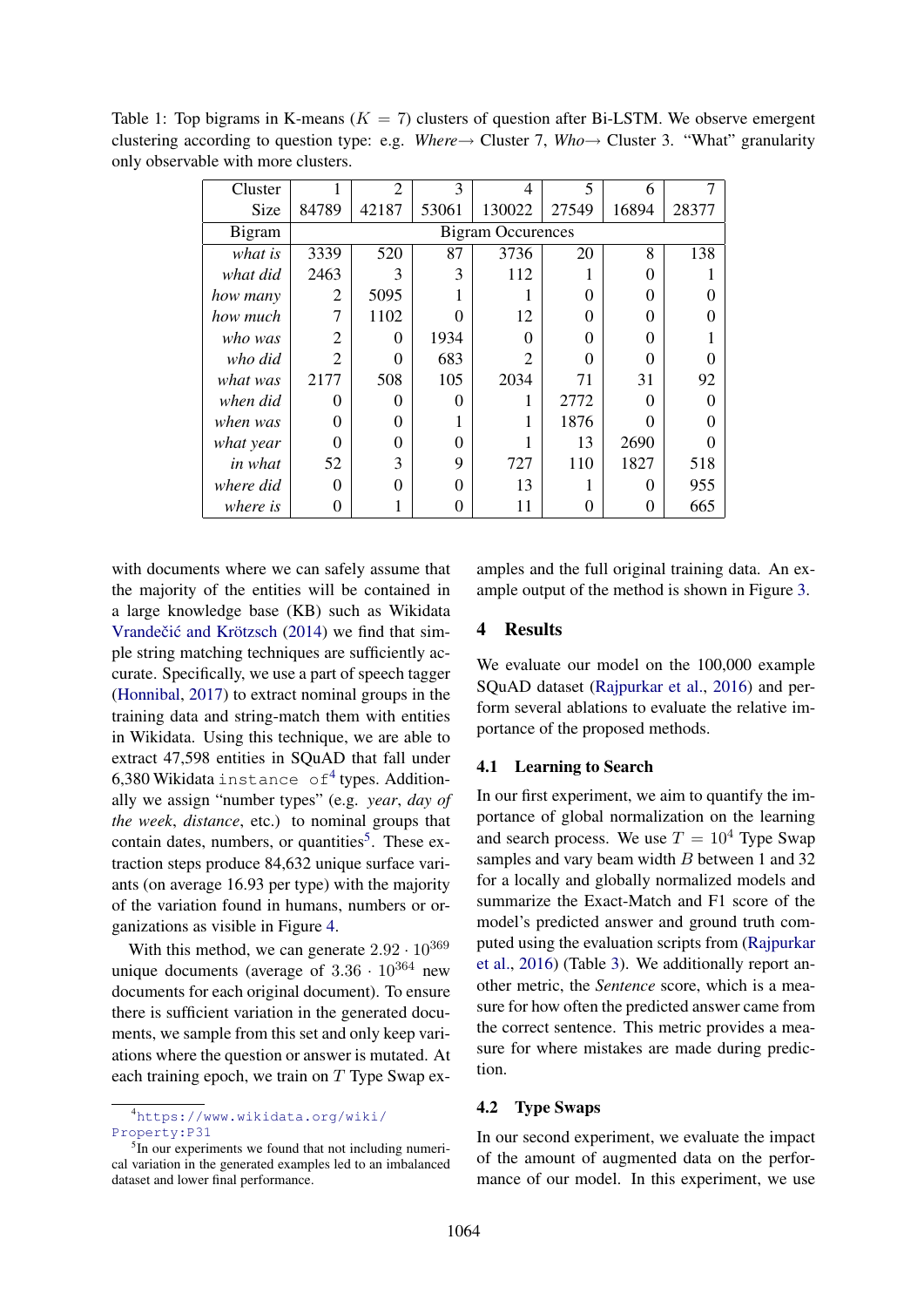Table 1: Top bigrams in K-means ($K = 7$) clusters of question after Bi-LSTM. We observe emergent clustering according to question type: e.g. *Where*→ Cluster 7, *Who*→ Cluster 3. “What” granularity only observable with more clusters.

| Cluster | 1 | 2 | 3 | 4 | 5 | 6 | 7 |
|---|---|---|---|---|---|---|---|
| Size | 84789 | 42187 | 53061 | 130022 | 27549 | 16894 | 28377 |
| Bigram | Bigram Occurences | | | | | | |
| *what is* | 3339 | 520 | 87 | 3736 | 20 | 8 | 138 |
| *what did* | 2463 | 3 | 3 | 112 | 1 | 0 | 1 |
| *how many* | 2 | 5095 | 1 | 1 | 0 | 0 | 0 |
| *how much* | 7 | 1102 | 0 | 12 | 0 | 0 | 0 |
| *who was* | 2 | 0 | 1934 | 0 | 0 | 0 | 1 |
| *who did* | 2 | 0 | 683 | 2 | 0 | 0 | 0 |
| *what was* | 2177 | 508 | 105 | 2034 | 71 | 31 | 92 |
| *when did* | 0 | 0 | 0 | 1 | 2772 | 0 | 0 |
| *when was* | 0 | 0 | 1 | 1 | 1876 | 0 | 0 |
| *what year* | 0 | 0 | 0 | 1 | 13 | 2690 | 0 |
| *in what* | 52 | 3 | 9 | 727 | 110 | 1827 | 518 |
| *where did* | 0 | 0 | 0 | 13 | 1 | 0 | 955 |
| *where is* | 0 | 1 | 0 | 11 | 0 | 0 | 665 |

with documents where we can safely assume that the majority of the entities will be contained in a large knowledge base (KB) such as Wikidata Vrandečić and Krötzsch (2014) we find that simple string matching techniques are sufficiently accurate. Specifically, we use a part of speech tagger (Honnibal, 2017) to extract nominal groups in the training data and string-match them with entities in Wikidata. Using this technique, we are able to extract 47,598 entities in SQuAD that fall under 6,380 Wikidata `instance of`[4] types. Additionally we assign “number types” (e.g. *year*, *day of the week*, *distance*, etc.) to nominal groups that contain dates, numbers, or quantities[5]. These extraction steps produce 84,632 unique surface variants (on average 16.93 per type) with the majority of the variation found in humans, numbers or organizations as visible in Figure 4.

With this method, we can generate $2.92 \cdot 10^{369}$ unique documents (average of $3.36 \cdot 10^{364}$ new documents for each original document). To ensure there is sufficient variation in the generated documents, we sample from this set and only keep variations where the question or answer is mutated. At each training epoch, we train on $T$ Type Swap examples and the full original training data. An example output of the method is shown in Figure 3.

## 4 Results

We evaluate our model on the 100,000 example SQuAD dataset (Rajpurkar et al., 2016) and perform several ablations to evaluate the relative importance of the proposed methods.

### 4.1 Learning to Search

In our first experiment, we aim to quantify the importance of global normalization on the learning and search process. We use $T = 10^4$ Type Swap samples and vary beam width $B$ between 1 and 32 for a locally and globally normalized models and summarize the Exact-Match and F1 score of the model's predicted answer and ground truth computed using the evaluation scripts from (Rajpurkar et al., 2016) (Table 3). We additionally report another metric, the *Sentence* score, which is a measure for how often the predicted answer came from the correct sentence. This metric provides a measure for where mistakes are made during prediction.

### 4.2 Type Swaps

In our second experiment, we evaluate the impact of the amount of augmented data on the performance of our model. In this experiment, we use

[4] https://www.wikidata.org/wiki/Property:P31

[5] In our experiments we found that not including numerical variation in the generated examples led to an imbalanced dataset and lower final performance.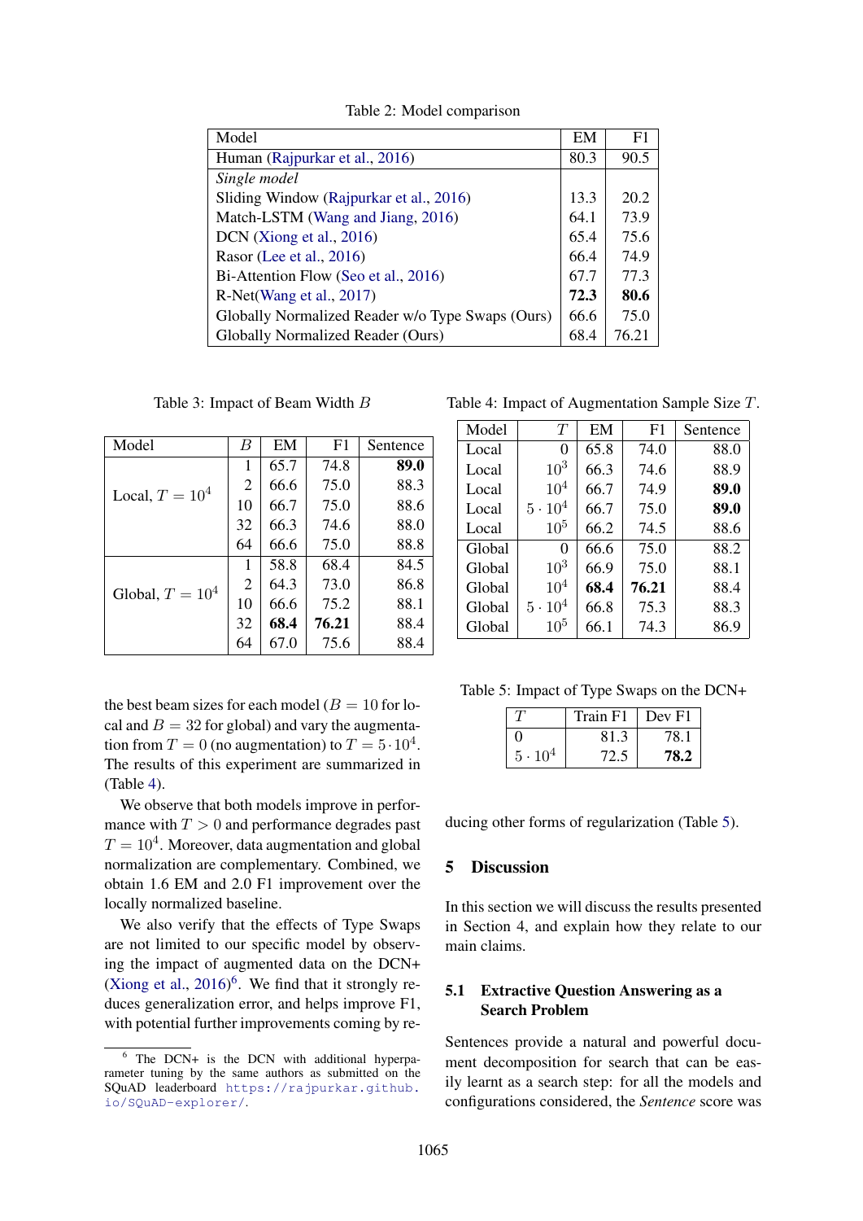Table 2: Model comparison

| Model | EM | F1 |
|---|---|---|
| Human (Rajpurkar et al., 2016) | 80.3 | 90.5 |
| *Single model* | | |
| Sliding Window (Rajpurkar et al., 2016) | 13.3 | 20.2 |
| Match-LSTM (Wang and Jiang, 2016) | 64.1 | 73.9 |
| DCN (Xiong et al., 2016) | 65.4 | 75.6 |
| Rasor (Lee et al., 2016) | 66.4 | 74.9 |
| Bi-Attention Flow (Seo et al., 2016) | 67.7 | 77.3 |
| R-Net(Wang et al., 2017) | **72.3** | **80.6** |
| Globally Normalized Reader w/o Type Swaps (Ours) | 66.6 | 75.0 |
| Globally Normalized Reader (Ours) | 68.4 | 76.21 |

Table 3: Impact of Beam Width $B$

| Model | $B$ | EM | F1 | Sentence |
|---|---|---|---|---|
| Local, $T = 10^4$ | 1 | 65.7 | 74.8 | **89.0** |
| | 2 | 66.6 | 75.0 | 88.3 |
| | 10 | 66.7 | 75.0 | 88.6 |
| | 32 | 66.3 | 74.6 | 88.0 |
| | 64 | 66.6 | 75.0 | 88.8 |
| Global, $T = 10^4$ | 1 | 58.8 | 68.4 | 84.5 |
| | 2 | 64.3 | 73.0 | 86.8 |
| | 10 | 66.6 | 75.2 | 88.1 |
| | 32 | **68.4** | **76.21** | 88.4 |
| | 64 | 67.0 | 75.6 | 88.4 |

Table 4: Impact of Augmentation Sample Size $T$.

| Model | $T$ | EM | F1 | Sentence |
|---|---|---|---|---|
| Local | 0 | 65.8 | 74.0 | 88.0 |
| Local | $10^3$ | 66.3 | 74.6 | 88.9 |
| Local | $10^4$ | 66.7 | 74.9 | **89.0** |
| Local | $5 \cdot 10^4$ | 66.7 | 75.0 | **89.0** |
| Local | $10^5$ | 66.2 | 74.5 | 88.6 |
| Global | 0 | 66.6 | 75.0 | 88.2 |
| Global | $10^3$ | 66.9 | 75.0 | 88.1 |
| Global | $10^4$ | **68.4** | **76.21** | 88.4 |
| Global | $5 \cdot 10^4$ | 66.8 | 75.3 | 88.3 |
| Global | $10^5$ | 66.1 | 74.3 | 86.9 |

the best beam sizes for each model ($B = 10$ for local and $B = 32$ for global) and vary the augmentation from $T = 0$ (no augmentation) to $T = 5 \cdot 10^4$. The results of this experiment are summarized in (Table 4).

We observe that both models improve in performance with $T > 0$ and performance degrades past $T = 10^4$. Moreover, data augmentation and global normalization are complementary. Combined, we obtain 1.6 EM and 2.0 F1 improvement over the locally normalized baseline.

We also verify that the effects of Type Swaps are not limited to our specific model by observing the impact of augmented data on the DCN+ (Xiong et al., 2016)[6]. We find that it strongly reduces generalization error, and helps improve F1, with potential further improvements coming by reducing other forms of regularization (Table 5).

Table 5: Impact of Type Swaps on the DCN+

| $T$ | Train F1 | Dev F1 |
|---|---|---|
| 0 | 81.3 | 78.1 |
| $5 \cdot 10^4$ | 72.5 | **78.2** |

## 5 Discussion

In this section we will discuss the results presented in Section 4, and explain how they relate to our main claims.

### 5.1 Extractive Question Answering as a Search Problem

Sentences provide a natural and powerful document decomposition for search that can be easily learnt as a search step: for all the models and configurations considered, the *Sentence* score was

[6] The DCN+ is the DCN with additional hyperparameter tuning by the same authors as submitted on the SQuAD leaderboard https://rajpurkar.github.io/SQuAD-explorer/.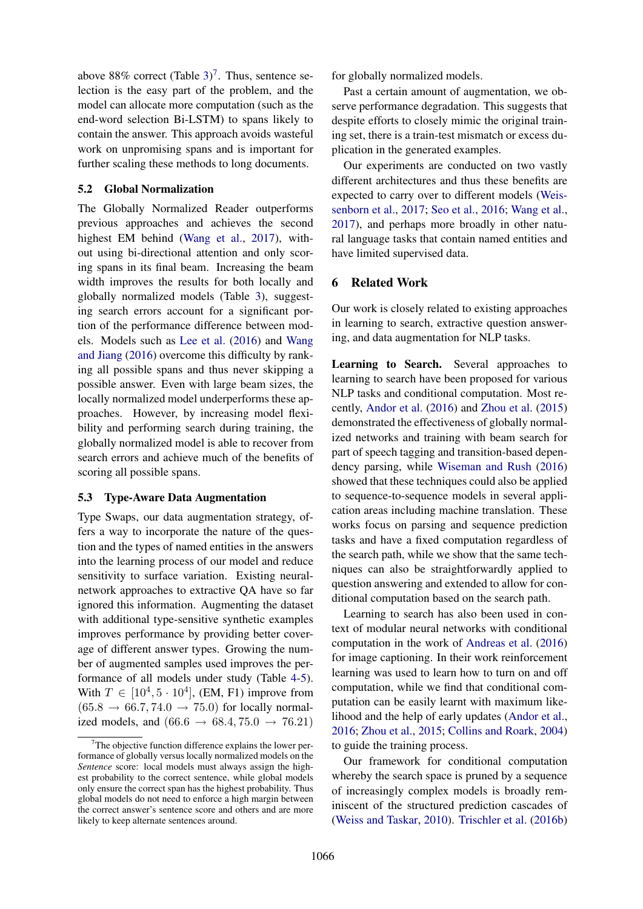above 88% correct (Table 3)[7]. Thus, sentence selection is the easy part of the problem, and the model can allocate more computation (such as the end-word selection Bi-LSTM) to spans likely to contain the answer. This approach avoids wasteful work on unpromising spans and is important for further scaling these methods to long documents.

### 5.2 Global Normalization

The Globally Normalized Reader outperforms previous approaches and achieves the second highest EM behind (Wang et al., 2017), without using bi-directional attention and only scoring spans in its final beam. Increasing the beam width improves the results for both locally and globally normalized models (Table 3), suggesting search errors account for a significant portion of the performance difference between models. Models such as Lee et al. (2016) and Wang and Jiang (2016) overcome this difficulty by ranking all possible spans and thus never skipping a possible answer. Even with large beam sizes, the locally normalized model underperforms these approaches. However, by increasing model flexibility and performing search during training, the globally normalized model is able to recover from search errors and achieve much of the benefits of scoring all possible spans.

### 5.3 Type-Aware Data Augmentation

Type Swaps, our data augmentation strategy, offers a way to incorporate the nature of the question and the types of named entities in the answers into the learning process of our model and reduce sensitivity to surface variation. Existing neural-network approaches to extractive QA have so far ignored this information. Augmenting the dataset with additional type-sensitive synthetic examples improves performance by providing better coverage of different answer types. Growing the number of augmented samples used improves the performance of all models under study (Table 4-5). With $T \in [10^4, 5 \cdot 10^4]$, (EM, F1) improve from $(65.8 \rightarrow 66.7, 74.0 \rightarrow 75.0)$ for locally normalized models, and $(66.6 \rightarrow 68.4, 75.0 \rightarrow 76.21)$ for globally normalized models.

Past a certain amount of augmentation, we observe performance degradation. This suggests that despite efforts to closely mimic the original training set, there is a train-test mismatch or excess duplication in the generated examples.

Our experiments are conducted on two vastly different architectures and thus these benefits are expected to carry over to different models (Weissenborn et al., 2017; Seo et al., 2016; Wang et al., 2017), and perhaps more broadly in other natural language tasks that contain named entities and have limited supervised data.

## 6 Related Work

Our work is closely related to existing approaches in learning to search, extractive question answering, and data augmentation for NLP tasks.

**Learning to Search.** Several approaches to learning to search have been proposed for various NLP tasks and conditional computation. Most recently, Andor et al. (2016) and Zhou et al. (2015) demonstrated the effectiveness of globally normalized networks and training with beam search for part of speech tagging and transition-based dependency parsing, while Wiseman and Rush (2016) showed that these techniques could also be applied to sequence-to-sequence models in several application areas including machine translation. These works focus on parsing and sequence prediction tasks and have a fixed computation regardless of the search path, while we show that the same techniques can also be straightforwardly applied to question answering and extended to allow for conditional computation based on the search path.

Learning to search has also been used in context of modular neural networks with conditional computation in the work of Andreas et al. (2016) for image captioning. In their work reinforcement learning was used to learn how to turn on and off computation, while we find that conditional computation can be easily learnt with maximum likelihood and the help of early updates (Andor et al., 2016; Zhou et al., 2015; Collins and Roark, 2004) to guide the training process.

Our framework for conditional computation whereby the search space is pruned by a sequence of increasingly complex models is broadly reminiscent of the structured prediction cascades of (Weiss and Taskar, 2010). Trischler et al. (2016b)

[7] The objective function difference explains the lower performance of globally versus locally normalized models on the *Sentence* score: local models must always assign the highest probability to the correct sentence, while global models only ensure the correct span has the highest probability. Thus global models do not need to enforce a high margin between the correct answer's sentence score and others and are more likely to keep alternate sentences around.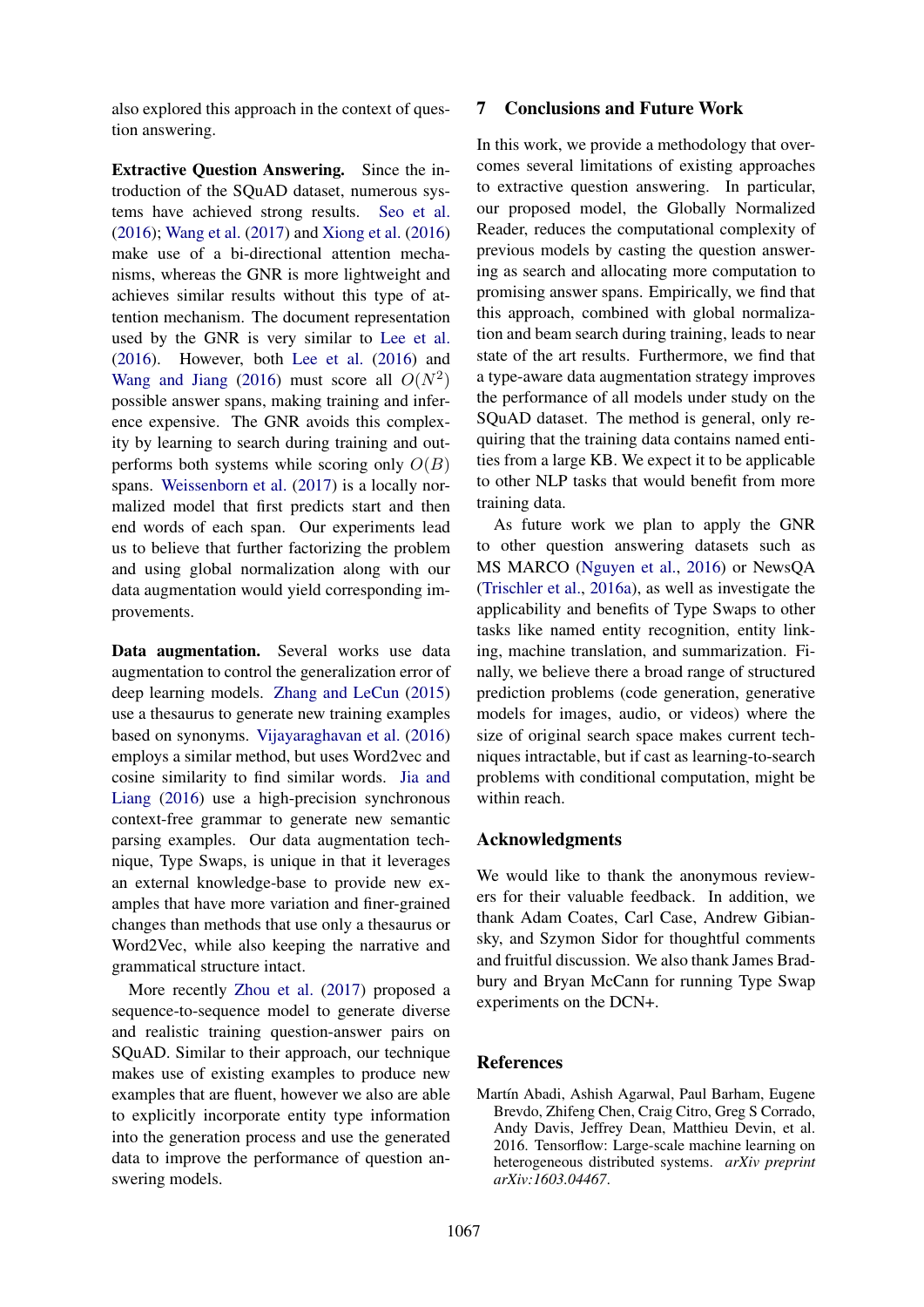also explored this approach in the context of question answering.

**Extractive Question Answering.** Since the introduction of the SQuAD dataset, numerous systems have achieved strong results. Seo et al. (2016); Wang et al. (2017) and Xiong et al. (2016) make use of a bi-directional attention mechanisms, whereas the GNR is more lightweight and achieves similar results without this type of attention mechanism. The document representation used by the GNR is very similar to Lee et al. (2016). However, both Lee et al. (2016) and Wang and Jiang (2016) must score all $O(N^2)$ possible answer spans, making training and inference expensive. The GNR avoids this complexity by learning to search during training and outperforms both systems while scoring only $O(B)$ spans. Weissenborn et al. (2017) is a locally normalized model that first predicts start and then end words of each span. Our experiments lead us to believe that further factorizing the problem and using global normalization along with our data augmentation would yield corresponding improvements.

**Data augmentation.** Several works use data augmentation to control the generalization error of deep learning models. Zhang and LeCun (2015) use a thesaurus to generate new training examples based on synonyms. Vijayaraghavan et al. (2016) employs a similar method, but uses Word2vec and cosine similarity to find similar words. Jia and Liang (2016) use a high-precision synchronous context-free grammar to generate new semantic parsing examples. Our data augmentation technique, Type Swaps, is unique in that it leverages an external knowledge-base to provide new examples that have more variation and finer-grained changes than methods that use only a thesaurus or Word2Vec, while also keeping the narrative and grammatical structure intact.

More recently Zhou et al. (2017) proposed a sequence-to-sequence model to generate diverse and realistic training question-answer pairs on SQuAD. Similar to their approach, our technique makes use of existing examples to produce new examples that are fluent, however we also are able to explicitly incorporate entity type information into the generation process and use the generated data to improve the performance of question answering models.

## 7 Conclusions and Future Work

In this work, we provide a methodology that overcomes several limitations of existing approaches to extractive question answering. In particular, our proposed model, the Globally Normalized Reader, reduces the computational complexity of previous models by casting the question answering as search and allocating more computation to promising answer spans. Empirically, we find that this approach, combined with global normalization and beam search during training, leads to near state of the art results. Furthermore, we find that a type-aware data augmentation strategy improves the performance of all models under study on the SQuAD dataset. The method is general, only requiring that the training data contains named entities from a large KB. We expect it to be applicable to other NLP tasks that would benefit from more training data.

As future work we plan to apply the GNR to other question answering datasets such as MS MARCO (Nguyen et al., 2016) or NewsQA (Trischler et al., 2016a), as well as investigate the applicability and benefits of Type Swaps to other tasks like named entity recognition, entity linking, machine translation, and summarization. Finally, we believe there a broad range of structured prediction problems (code generation, generative models for images, audio, or videos) where the size of original search space makes current techniques intractable, but if cast as learning-to-search problems with conditional computation, might be within reach.

## Acknowledgments

We would like to thank the anonymous reviewers for their valuable feedback. In addition, we thank Adam Coates, Carl Case, Andrew Gibiansky, and Szymon Sidor for thoughtful comments and fruitful discussion. We also thank James Bradbury and Bryan McCann for running Type Swap experiments on the DCN+.

## References

Martín Abadi, Ashish Agarwal, Paul Barham, Eugene Brevdo, Zhifeng Chen, Craig Citro, Greg S Corrado, Andy Davis, Jeffrey Dean, Matthieu Devin, et al. 2016. Tensorflow: Large-scale machine learning on heterogeneous distributed systems. *arXiv preprint arXiv:1603.04467*.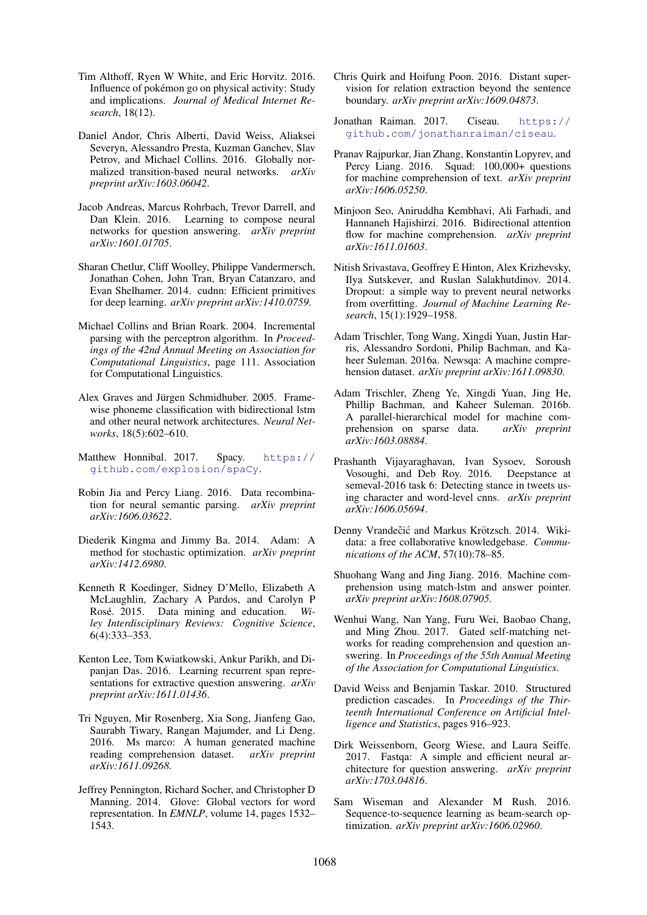Tim Althoff, Ryen W White, and Eric Horvitz. 2016. Influence of pokémon go on physical activity: Study and implications. *Journal of Medical Internet Research*, 18(12).

Daniel Andor, Chris Alberti, David Weiss, Aliaksei Severyn, Alessandro Presta, Kuzman Ganchev, Slav Petrov, and Michael Collins. 2016. Globally normalized transition-based neural networks. *arXiv preprint arXiv:1603.06042*.

Jacob Andreas, Marcus Rohrbach, Trevor Darrell, and Dan Klein. 2016. Learning to compose neural networks for question answering. *arXiv preprint arXiv:1601.01705*.

Sharan Chetlur, Cliff Woolley, Philippe Vandermersch, Jonathan Cohen, John Tran, Bryan Catanzaro, and Evan Shelhamer. 2014. cudnn: Efficient primitives for deep learning. *arXiv preprint arXiv:1410.0759*.

Michael Collins and Brian Roark. 2004. Incremental parsing with the perceptron algorithm. In *Proceedings of the 42nd Annual Meeting on Association for Computational Linguistics*, page 111. Association for Computational Linguistics.

Alex Graves and Jürgen Schmidhuber. 2005. Framewise phoneme classification with bidirectional lstm and other neural network architectures. *Neural Networks*, 18(5):602–610.

Matthew Honnibal. 2017. Spacy. https://github.com/explosion/spaCy.

Robin Jia and Percy Liang. 2016. Data recombination for neural semantic parsing. *arXiv preprint arXiv:1606.03622*.

Diederik Kingma and Jimmy Ba. 2014. Adam: A method for stochastic optimization. *arXiv preprint arXiv:1412.6980*.

Kenneth R Koedinger, Sidney D'Mello, Elizabeth A McLaughlin, Zachary A Pardos, and Carolyn P Rosé. 2015. Data mining and education. *Wiley Interdisciplinary Reviews: Cognitive Science*, 6(4):333–353.

Kenton Lee, Tom Kwiatkowski, Ankur Parikh, and Dipanjan Das. 2016. Learning recurrent span representations for extractive question answering. *arXiv preprint arXiv:1611.01436*.

Tri Nguyen, Mir Rosenberg, Xia Song, Jianfeng Gao, Saurabh Tiwary, Rangan Majumder, and Li Deng. 2016. Ms marco: A human generated machine reading comprehension dataset. *arXiv preprint arXiv:1611.09268*.

Jeffrey Pennington, Richard Socher, and Christopher D Manning. 2014. Glove: Global vectors for word representation. In *EMNLP*, volume 14, pages 1532–1543.

Chris Quirk and Hoifung Poon. 2016. Distant supervision for relation extraction beyond the sentence boundary. *arXiv preprint arXiv:1609.04873*.

Jonathan Raiman. 2017. Ciseau. https://github.com/jonathanraiman/ciseau.

Pranav Rajpurkar, Jian Zhang, Konstantin Lopyrev, and Percy Liang. 2016. Squad: 100,000+ questions for machine comprehension of text. *arXiv preprint arXiv:1606.05250*.

Minjoon Seo, Aniruddha Kembhavi, Ali Farhadi, and Hannaneh Hajishirzi. 2016. Bidirectional attention flow for machine comprehension. *arXiv preprint arXiv:1611.01603*.

Nitish Srivastava, Geoffrey E Hinton, Alex Krizhevsky, Ilya Sutskever, and Ruslan Salakhutdinov. 2014. Dropout: a simple way to prevent neural networks from overfitting. *Journal of Machine Learning Research*, 15(1):1929–1958.

Adam Trischler, Tong Wang, Xingdi Yuan, Justin Harris, Alessandro Sordoni, Philip Bachman, and Kaheer Suleman. 2016a. Newsqa: A machine comprehension dataset. *arXiv preprint arXiv:1611.09830*.

Adam Trischler, Zheng Ye, Xingdi Yuan, Jing He, Phillip Bachman, and Kaheer Suleman. 2016b. A parallel-hierarchical model for machine comprehension on sparse data. *arXiv preprint arXiv:1603.08884*.

Prashanth Vijayaraghavan, Ivan Sysoev, Soroush Vosoughi, and Deb Roy. 2016. Deepstance at semeval-2016 task 6: Detecting stance in tweets using character and word-level cnns. *arXiv preprint arXiv:1606.05694*.

Denny Vrandečić and Markus Krötzsch. 2014. Wikidata: a free collaborative knowledgebase. *Communications of the ACM*, 57(10):78–85.

Shuohang Wang and Jing Jiang. 2016. Machine comprehension using match-lstm and answer pointer. *arXiv preprint arXiv:1608.07905*.

Wenhui Wang, Nan Yang, Furu Wei, Baobao Chang, and Ming Zhou. 2017. Gated self-matching networks for reading comprehension and question answering. In *Proceedings of the 55th Annual Meeting of the Association for Computational Linguistics*.

David Weiss and Benjamin Taskar. 2010. Structured prediction cascades. In *Proceedings of the Thirteenth International Conference on Artificial Intelligence and Statistics*, pages 916–923.

Dirk Weissenborn, Georg Wiese, and Laura Seiffe. 2017. Fastqa: A simple and efficient neural architecture for question answering. *arXiv preprint arXiv:1703.04816*.

Sam Wiseman and Alexander M Rush. 2016. Sequence-to-sequence learning as beam-search optimization. *arXiv preprint arXiv:1606.02960*.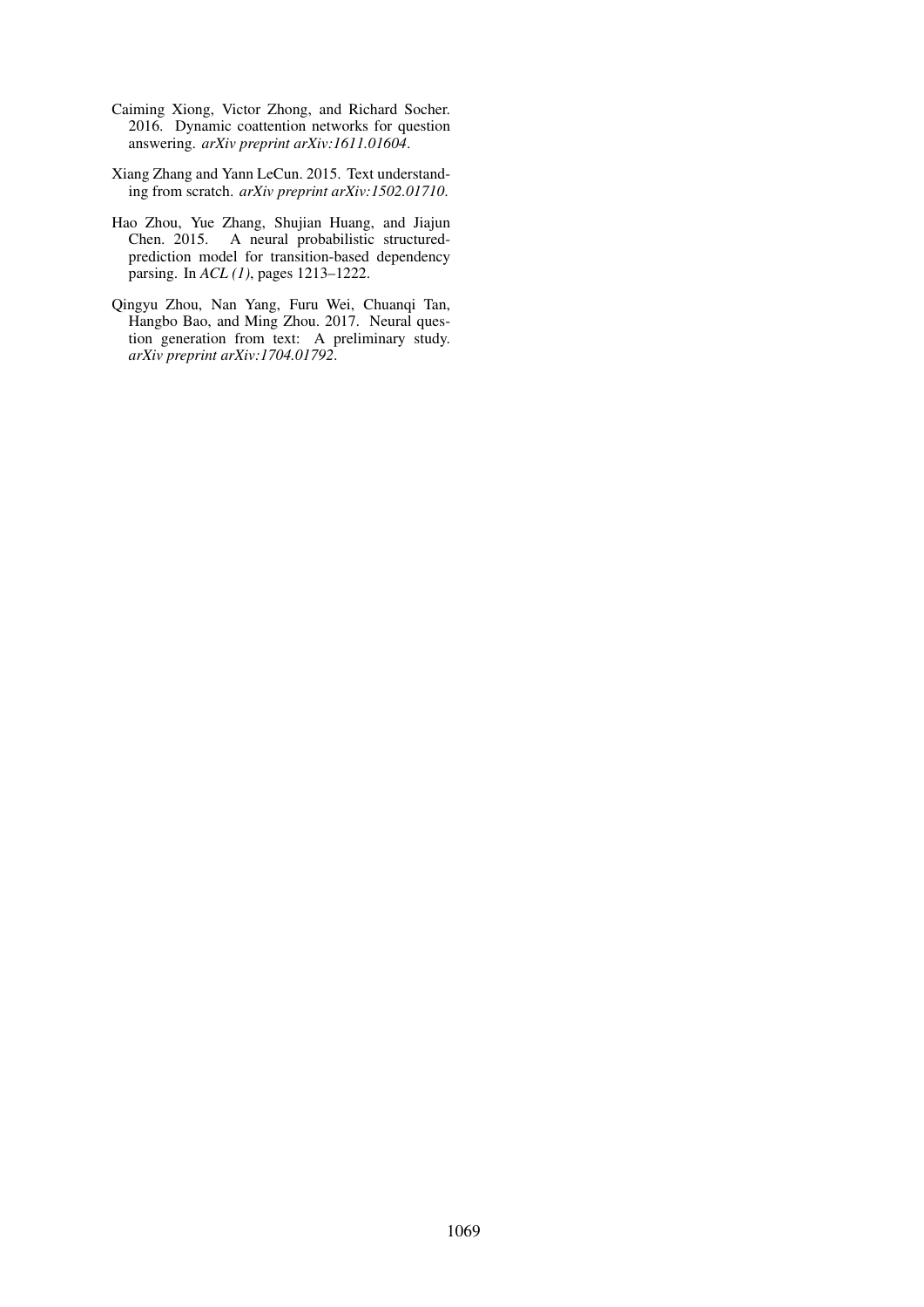Caiming Xiong, Victor Zhong, and Richard Socher. 2016. Dynamic coattention networks for question answering. *arXiv preprint arXiv:1611.01604*.

Xiang Zhang and Yann LeCun. 2015. Text understanding from scratch. *arXiv preprint arXiv:1502.01710*.

Hao Zhou, Yue Zhang, Shujian Huang, and Jiajun Chen. 2015. A neural probabilistic structured-prediction model for transition-based dependency parsing. In *ACL (1)*, pages 1213–1222.

Qingyu Zhou, Nan Yang, Furu Wei, Chuanqi Tan, Hangbo Bao, and Ming Zhou. 2017. Neural question generation from text: A preliminary study. *arXiv preprint arXiv:1704.01792*.